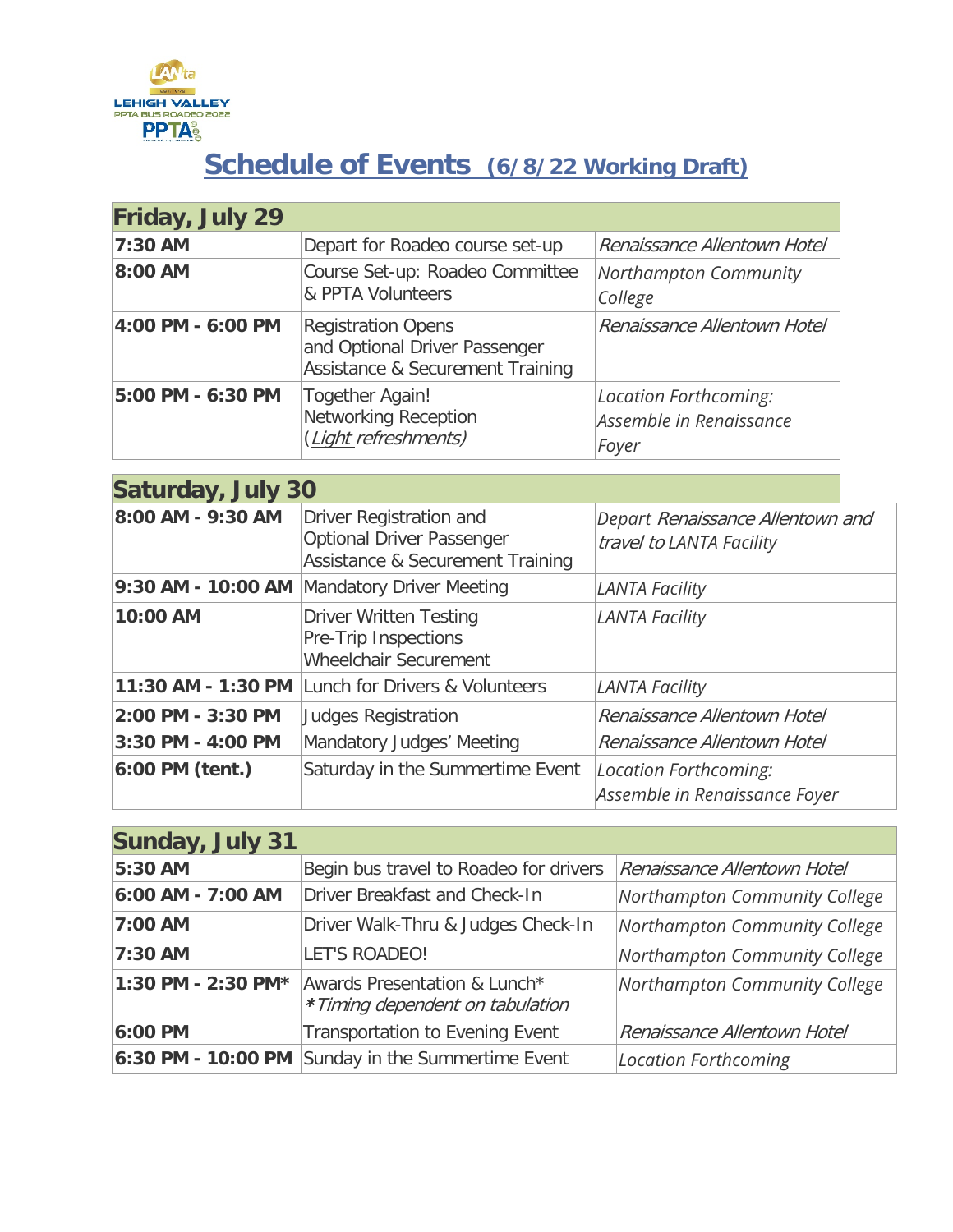# Schedule of Events (6/8/22 Working Draft)

| Friday, July 29 | | |
|---|---|---|
| **7:30 AM** | Depart for Roadeo course set-up | *Renaissance Allentown Hotel* |
| **8:00 AM** | Course Set-up: Roadeo Committee & PPTA Volunteers | *Northampton Community College* |
| **4:00 PM - 6:00 PM** | Registration Opens and Optional Driver Passenger Assistance & Securement Training | *Renaissance Allentown Hotel* |
| **5:00 PM - 6:30 PM** | Together Again! Networking Reception (*Light refreshments*) | *Location Forthcoming: Assemble in Renaissance Foyer* |

| Saturday, July 30 | | |
|---|---|---|
| **8:00 AM - 9:30 AM** | Driver Registration and Optional Driver Passenger Assistance & Securement Training | *Depart Renaissance Allentown and travel to LANTA Facility* |
| **9:30 AM - 10:00 AM** | Mandatory Driver Meeting | *LANTA Facility* |
| **10:00 AM** | Driver Written Testing Pre-Trip Inspections Wheelchair Securement | *LANTA Facility* |
| **11:30 AM - 1:30 PM** | Lunch for Drivers & Volunteers | *LANTA Facility* |
| **2:00 PM - 3:30 PM** | Judges Registration | *Renaissance Allentown Hotel* |
| **3:30 PM - 4:00 PM** | Mandatory Judges' Meeting | *Renaissance Allentown Hotel* |
| **6:00 PM (tent.)** | Saturday in the Summertime Event | *Location Forthcoming: Assemble in Renaissance Foyer* |

| Sunday, July 31 | | |
|---|---|---|
| **5:30 AM** | Begin bus travel to Roadeo for drivers | *Renaissance Allentown Hotel* |
| **6:00 AM - 7:00 AM** | Driver Breakfast and Check-In | *Northampton Community College* |
| **7:00 AM** | Driver Walk-Thru & Judges Check-In | *Northampton Community College* |
| **7:30 AM** | LET'S ROADEO! | *Northampton Community College* |
| **1:30 PM - 2:30 PM*** | Awards Presentation & Lunch* *\*Timing dependent on tabulation* | *Northampton Community College* |
| **6:00 PM** | Transportation to Evening Event | *Renaissance Allentown Hotel* |
| **6:30 PM - 10:00 PM** | Sunday in the Summertime Event | *Location Forthcoming* |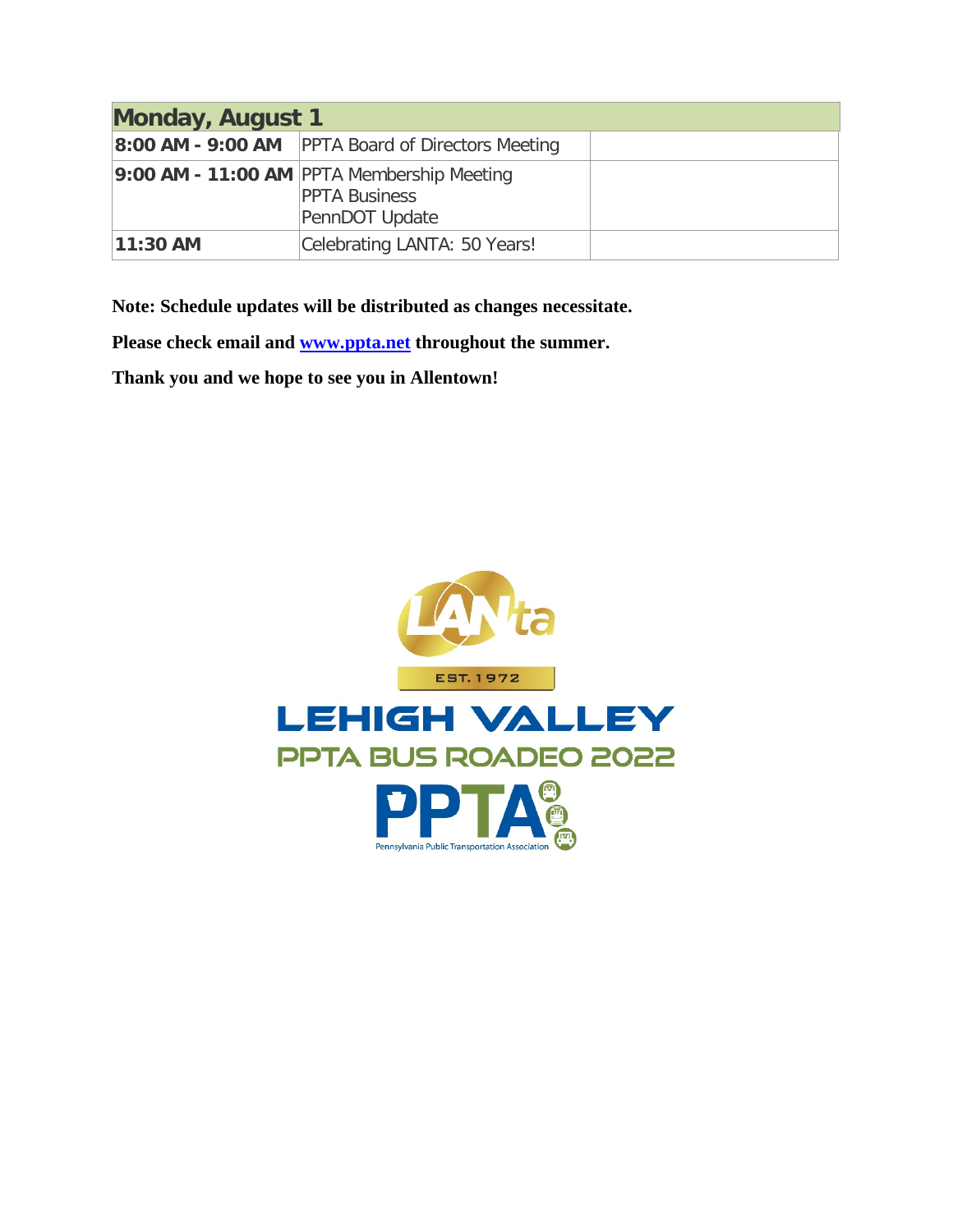| Monday, August 1 | | |
| --- | --- | --- |
| **8:00 AM - 9:00 AM** | PPTA Board of Directors Meeting | |
| **9:00 AM - 11:00 AM** | PPTA Membership Meeting<br>PPTA Business<br>PennDOT Update | |
| **11:30 AM** | Celebrating LANTA: 50 Years! | |

**Note: Schedule updates will be distributed as changes necessitate.**

**Please check email and [www.ppta.net](http://www.ppta.net) throughout the summer.**

**Thank you and we hope to see you in Allentown!**

LANta

EST. 1972

LEHIGH VALLEY

PPTA BUS ROADEO 2022

PPTA

Pennsylvania Public Transportation Association